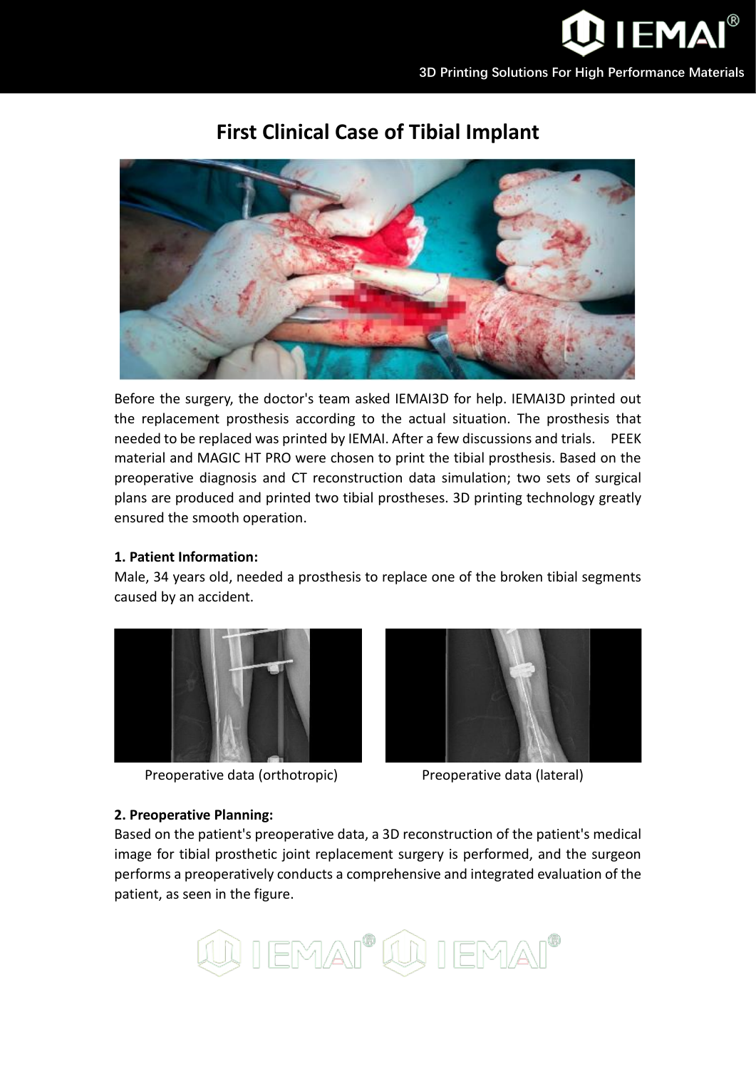# First Clinical Case of Tibial Implant

Before the surgery, the doctor's team asked IEMAI3D for help. IEMAI3D printed out the replacement prosthesis according to the actual situation. The prosthesis that needed to be replaced was printed by IEMAI. After a few discussions and trials. PEEK material and MAGIC HT PRO were chosen to print the tibial prosthesis. Based on the preoperative diagnosis and CT reconstruction data simulation; two sets of surgical plans are produced and printed two tibial prostheses. 3D printing technology greatly ensured the smooth operation.

**1. Patient Information:**

Male, 34 years old, needed a prosthesis to replace one of the broken tibial segments caused by an accident.

Preoperative data (orthotropic)

Preoperative data (lateral)

**2. Preoperative Planning:**

Based on the patient's preoperative data, a 3D reconstruction of the patient's medical image for tibial prosthetic joint replacement surgery is performed, and the surgeon performs a preoperatively conducts a comprehensive and integrated evaluation of the patient, as seen in the figure.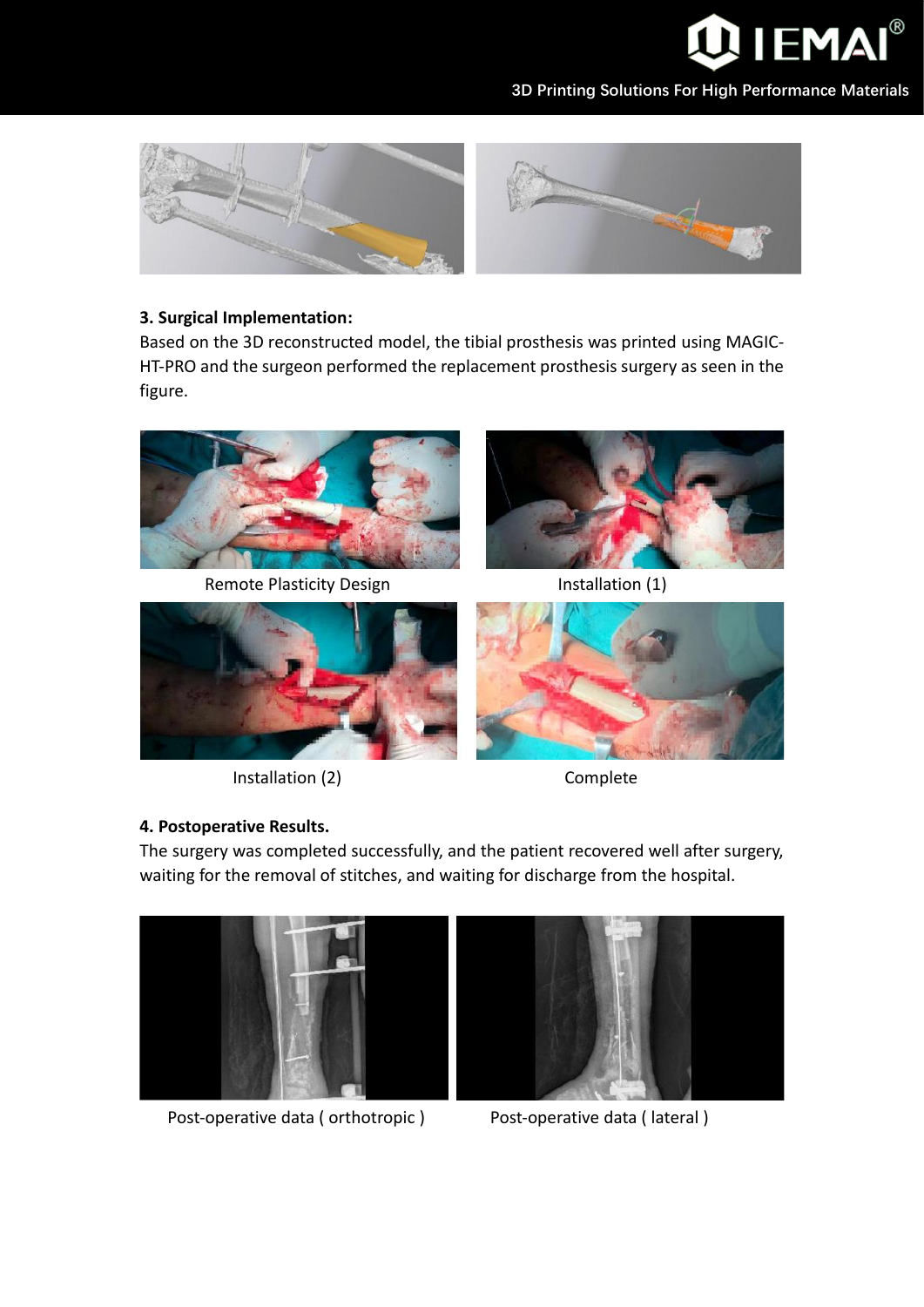### 3. Surgical Implementation:

Based on the 3D reconstructed model, the tibial prosthesis was printed using MAGIC-HT-PRO and the surgeon performed the replacement prosthesis surgery as seen in the figure.

Remote Plasticity Design

Installation (1)

Installation (2)

Complete

### 4. Postoperative Results.

The surgery was completed successfully, and the patient recovered well after surgery, waiting for the removal of stitches, and waiting for discharge from the hospital.

Post-operative data ( orthotropic )

Post-operative data ( lateral )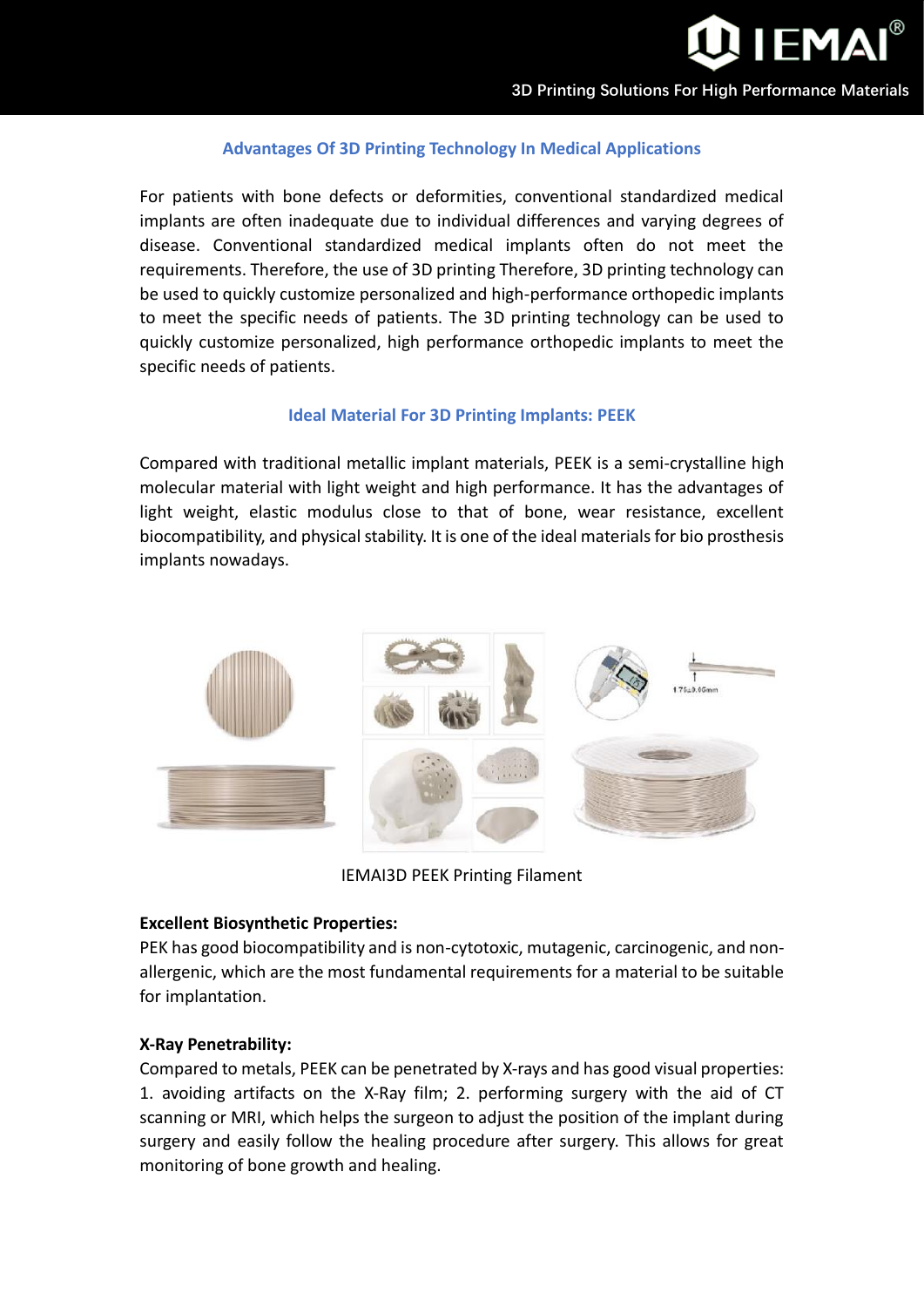## Advantages Of 3D Printing Technology In Medical Applications

For patients with bone defects or deformities, conventional standardized medical implants are often inadequate due to individual differences and varying degrees of disease. Conventional standardized medical implants often do not meet the requirements. Therefore, the use of 3D printing Therefore, 3D printing technology can be used to quickly customize personalized and high-performance orthopedic implants to meet the specific needs of patients. The 3D printing technology can be used to quickly customize personalized, high performance orthopedic implants to meet the specific needs of patients.

## Ideal Material For 3D Printing Implants: PEEK

Compared with traditional metallic implant materials, PEEK is a semi-crystalline high molecular material with light weight and high performance. It has the advantages of light weight, elastic modulus close to that of bone, wear resistance, excellent biocompatibility, and physical stability. It is one of the ideal materials for bio prosthesis implants nowadays.

IEMAI3D PEEK Printing Filament

**Excellent Biosynthetic Properties:**
PEK has good biocompatibility and is non-cytotoxic, mutagenic, carcinogenic, and non-allergenic, which are the most fundamental requirements for a material to be suitable for implantation.

**X-Ray Penetrability:**
Compared to metals, PEEK can be penetrated by X-rays and has good visual properties: 1. avoiding artifacts on the X-Ray film; 2. performing surgery with the aid of CT scanning or MRI, which helps the surgeon to adjust the position of the implant during surgery and easily follow the healing procedure after surgery. This allows for great monitoring of bone growth and healing.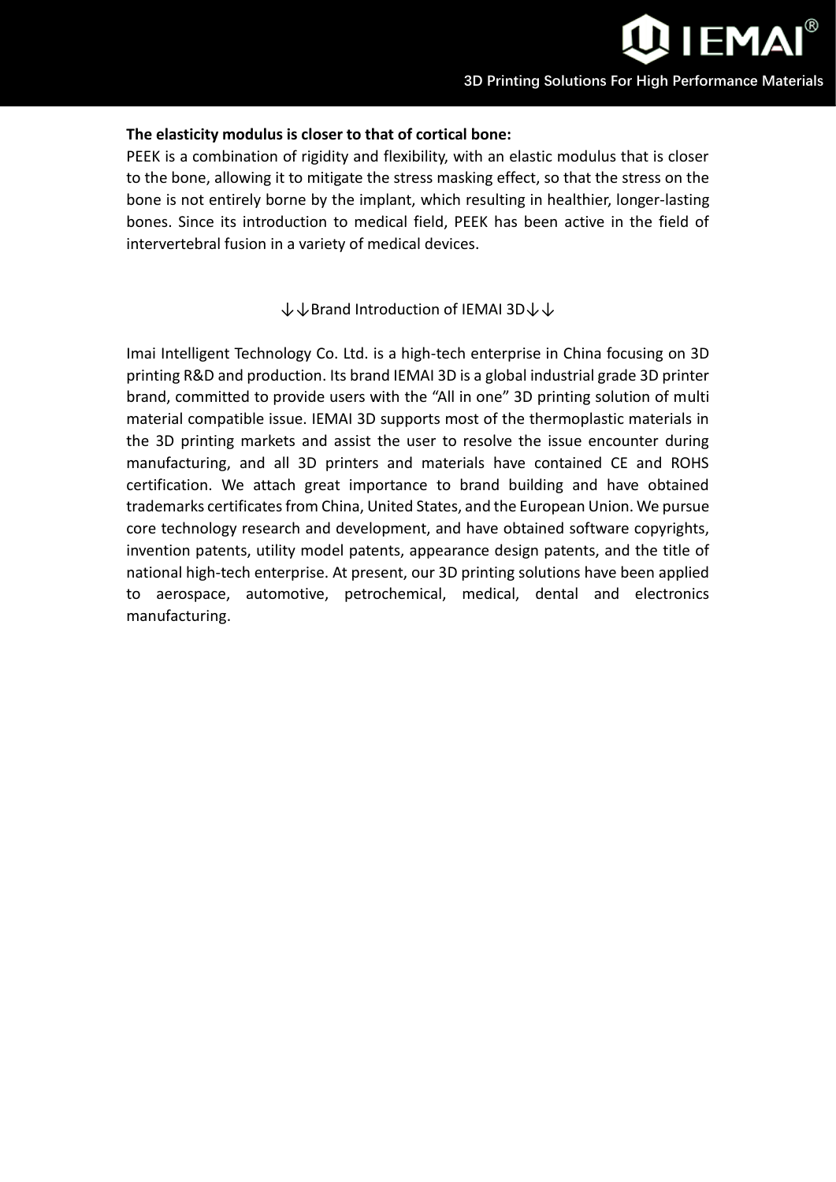**The elasticity modulus is closer to that of cortical bone:**

PEEK is a combination of rigidity and flexibility, with an elastic modulus that is closer to the bone, allowing it to mitigate the stress masking effect, so that the stress on the bone is not entirely borne by the implant, which resulting in healthier, longer-lasting bones. Since its introduction to medical field, PEEK has been active in the field of intervertebral fusion in a variety of medical devices.

↓↓Brand Introduction of IEMAI 3D↓↓

Imai Intelligent Technology Co. Ltd. is a high-tech enterprise in China focusing on 3D printing R&D and production. Its brand IEMAI 3D is a global industrial grade 3D printer brand, committed to provide users with the "All in one" 3D printing solution of multi material compatible issue. IEMAI 3D supports most of the thermoplastic materials in the 3D printing markets and assist the user to resolve the issue encounter during manufacturing, and all 3D printers and materials have contained CE and ROHS certification. We attach great importance to brand building and have obtained trademarks certificates from China, United States, and the European Union. We pursue core technology research and development, and have obtained software copyrights, invention patents, utility model patents, appearance design patents, and the title of national high-tech enterprise. At present, our 3D printing solutions have been applied to aerospace, automotive, petrochemical, medical, dental and electronics manufacturing.